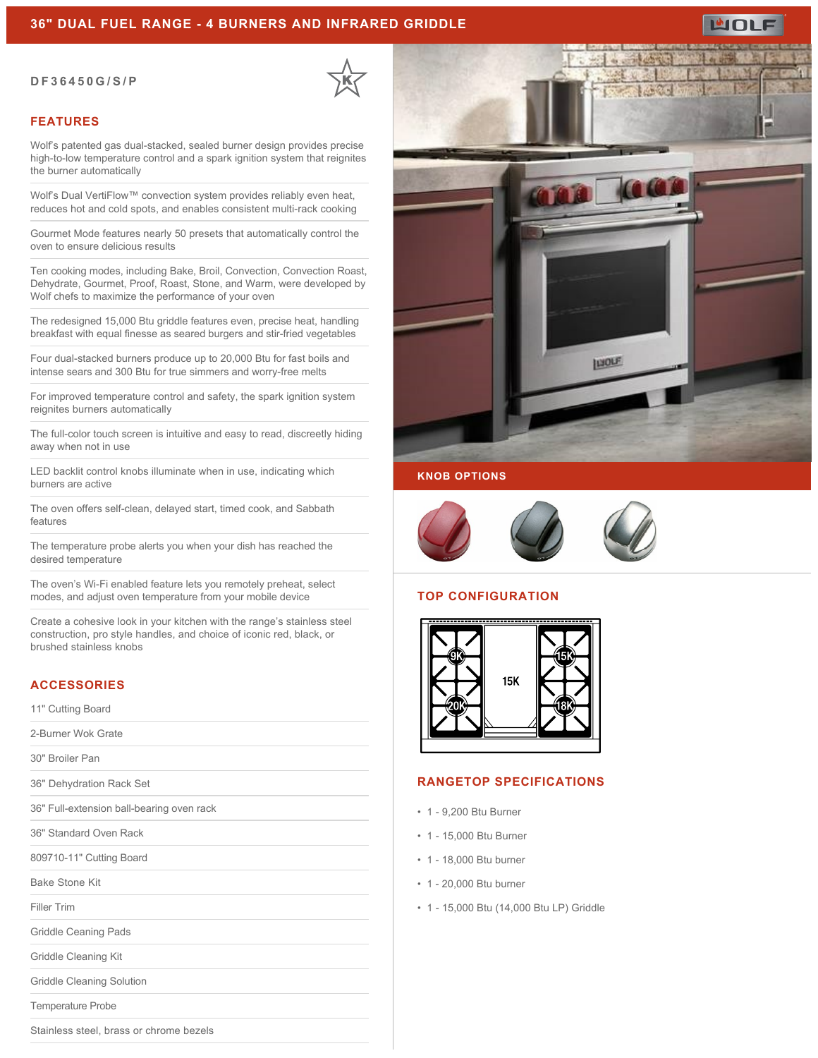# 36" DUAL FUEL RANGE - 4 BURNERS AND INFRARED GRIDDLE

DF36450G/S/P

## FEATURES

Wolf's patented gas dual-stacked, sealed burner design provides precise high-to-low temperature control and a spark ignition system that reignites the burner automatically

Wolf's Dual VertiFlow™ convection system provides reliably even heat, reduces hot and cold spots, and enables consistent multi-rack cooking

Gourmet Mode features nearly 50 presets that automatically control the oven to ensure delicious results

Ten cooking modes, including Bake, Broil, Convection, Convection Roast, Dehydrate, Gourmet, Proof, Roast, Stone, and Warm, were developed by Wolf chefs to maximize the performance of your oven

The redesigned 15,000 Btu griddle features even, precise heat, handling breakfast with equal finesse as seared burgers and stir-fried vegetables

Four dual-stacked burners produce up to 20,000 Btu for fast boils and intense sears and 300 Btu for true simmers and worry-free melts

For improved temperature control and safety, the spark ignition system reignites burners automatically

The full-color touch screen is intuitive and easy to read, discreetly hiding away when not in use

LED backlit control knobs illuminate when in use, indicating which burners are active

The oven offers self-clean, delayed start, timed cook, and Sabbath features

The temperature probe alerts you when your dish has reached the desired temperature

The oven's Wi-Fi enabled feature lets you remotely preheat, select modes, and adjust oven temperature from your mobile device

Create a cohesive look in your kitchen with the range's stainless steel construction, pro style handles, and choice of iconic red, black, or brushed stainless knobs

## ACCESSORIES

- 11" Cutting Board
- 2-Burner Wok Grate
- 30" Broiler Pan
- 36" Dehydration Rack Set
- 36" Full-extension ball-bearing oven rack
- 36" Standard Oven Rack
- 809710-11" Cutting Board
- Bake Stone Kit
- Filler Trim
- Griddle Ceaning Pads
- Griddle Cleaning Kit
- Griddle Cleaning Solution
- Temperature Probe
- Stainless steel, brass or chrome bezels

## KNOB OPTIONS

## TOP CONFIGURATION

9K, 20K, 15K, 15K, 18K

## RANGETOP SPECIFICATIONS

- 1 - 9,200 Btu Burner
- 1 - 15,000 Btu Burner
- 1 - 18,000 Btu burner
- 1 - 20,000 Btu burner
- 1 - 15,000 Btu (14,000 Btu LP) Griddle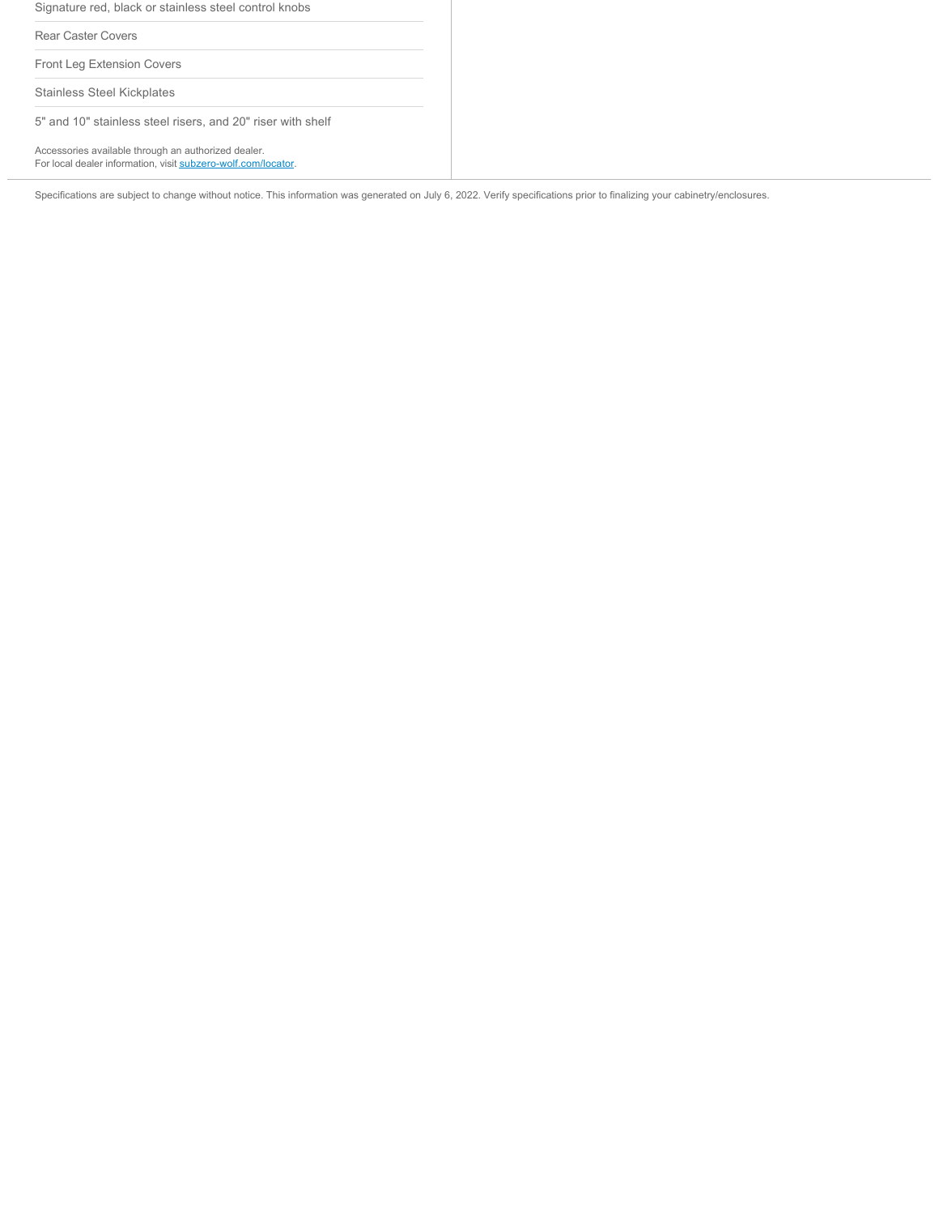- Signature red, black or stainless steel control knobs
- Rear Caster Covers
- Front Leg Extension Covers
- Stainless Steel Kickplates
- 5" and 10" stainless steel risers, and 20" riser with shelf

Accessories available through an authorized dealer.
For local dealer information, visit [subzero-wolf.com/locator](subzero-wolf.com/locator).

Specifications are subject to change without notice. This information was generated on July 6, 2022. Verify specifications prior to finalizing your cabinetry/enclosures.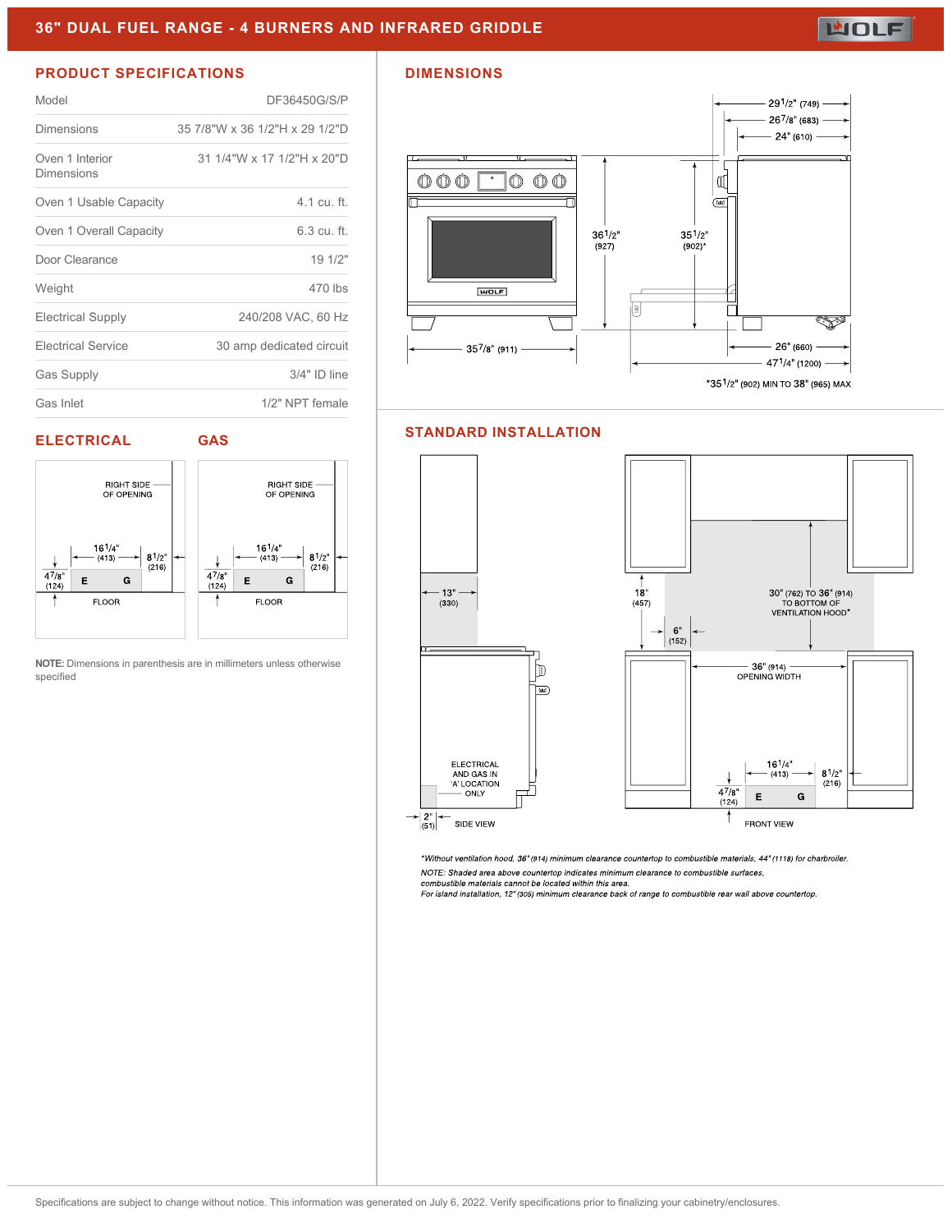# 36" DUAL FUEL RANGE - 4 BURNERS AND INFRARED GRIDDLE

## PRODUCT SPECIFICATIONS

| | |
|---|---|
| Model | DF36450G/S/P |
| Dimensions | 35 7/8"W x 36 1/2"H x 29 1/2"D |
| Oven 1 Interior Dimensions | 31 1/4"W x 17 1/2"H x 20"D |
| Oven 1 Usable Capacity | 4.1 cu. ft. |
| Oven 1 Overall Capacity | 6.3 cu. ft. |
| Door Clearance | 19 1/2" |
| Weight | 470 lbs |
| Electrical Supply | 240/208 VAC, 60 Hz |
| Electrical Service | 30 amp dedicated circuit |
| Gas Supply | 3/4" ID line |
| Gas Inlet | 1/2" NPT female |

## ELECTRICAL

RIGHT SIDE OF OPENING
16 1/4" (413)
8 1/2" (216)
4 7/8" (124)
E G
FLOOR

## GAS

RIGHT SIDE OF OPENING
16 1/4" (413)
8 1/2" (216)
4 7/8" (124)
E G
FLOOR

**NOTE:** Dimensions in parenthesis are in millimeters unless otherwise specified

## DIMENSIONS

29 1/2" (749)
26 7/8" (683)
24" (610)
36 1/2" (927)
35 1/2" (902)*
35 7/8" (911)
26" (660)
47 1/4" (1200)

*35 1/2" (902) MIN TO 38" (965) MAX

## STANDARD INSTALLATION

13" (330)
18" (457)
6" (152)
30" (762) TO 36" (914) TO BOTTOM OF VENTILATION HOOD*
36" (914) OPENING WIDTH
ELECTRICAL AND GAS IN 'A' LOCATION ONLY
2" (51)
SIDE VIEW
16 1/4" (413)
8 1/2" (216)
4 7/8" (124)
E G
FRONT VIEW

*Without ventilation hood, 36" (914) minimum clearance countertop to combustible materials, 44" (1118) for charbroiler.*

*NOTE: Shaded area above countertop indicates minimum clearance to combustible surfaces, combustible materials cannot be located within this area.*

*For island installation, 12" (305) minimum clearance back of range to combustible rear wall above countertop.*

Specifications are subject to change without notice. This information was generated on July 6, 2022. Verify specifications prior to finalizing your cabinetry/enclosures.